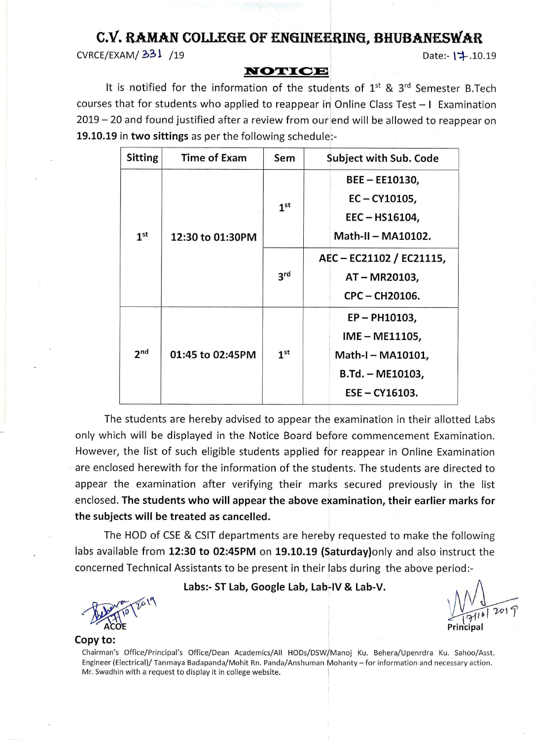# C.V. RAMAN COLLEGE OF ENGINEERING, BHUBANESWAR

CVRCE/EXAM/ 331 /19 Date:- 17.10.19

## NOTICE

It is notified for the information of the students of 1st & 3rd Semester B.Tech courses that for students who applied to reappear in Online Class Test – I Examination 2019 – 20 and found justified after a review from our end will be allowed to reappear on **19.10.19** in **two sittings** as per the following schedule:-

| Sitting | Time of Exam | Sem | Subject with Sub. Code |
|---|---|---|---|
| 1st | 12:30 to 01:30PM | 1st | BEE – EE10130, EC – CY10105, EEC – HS16104, Math-II – MA10102. |
| | | 3rd | AEC – EC21102 / EC21115, AT – MR20103, CPC – CH20106. |
| 2nd | 01:45 to 02:45PM | 1st | EP – PH10103, IME – ME11105, Math-I – MA10101, B.Td. – ME10103, ESE – CY16103. |

The students are hereby advised to appear the examination in their allotted Labs only which will be displayed in the Notice Board before commencement Examination. However, the list of such eligible students applied for reappear in Online Examination are enclosed herewith for the information of the students. The students are directed to appear the examination after verifying their marks secured previously in the list enclosed. **The students who will appear the above examination, their earlier marks for the subjects will be treated as cancelled.**

The HOD of CSE & CSIT departments are hereby requested to make the following labs available from **12:30 to 02:45PM** on **19.10.19 (Saturday)**only and also instruct the concerned Technical Assistants to be present in their labs during the above period:-

**Labs:- ST Lab, Google Lab, Lab-IV & Lab-V.**

17/10/2019
ACOE

17/10/2019
Principal

**Copy to:**

Chairman's Office/Principal's Office/Dean Academics/All HODs/DSW/Manoj Ku. Behera/Upenrdra Ku. Sahoo/Asst. Engineer (Electrical)/ Tanmaya Badapanda/Mohit Rn. Panda/Anshuman Mohanty – for information and necessary action. Mr. Swadhin with a request to display it in college website.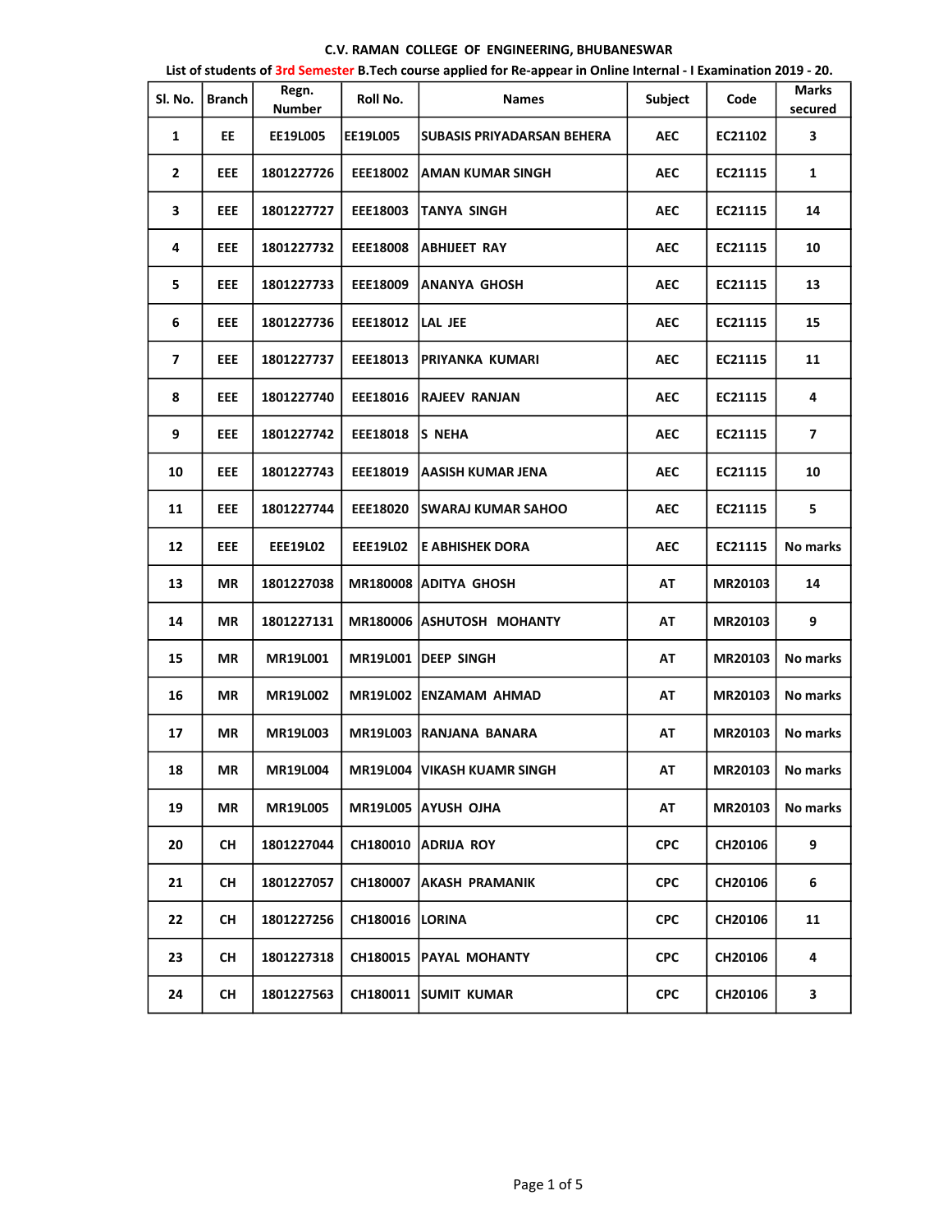**C.V. RAMAN COLLEGE OF ENGINEERING, BHUBANESWAR**

**List of students of 3rd Semester B.Tech course applied for Re-appear in Online Internal - I Examination 2019 - 20.**

| Sl. No. | Branch | Regn. Number | Roll No. | Names | Subject | Code | Marks secured |
|---|---|---|---|---|---|---|---|
| 1 | EE | EE19L005 | EE19L005 | SUBASIS PRIYADARSAN BEHERA | AEC | EC21102 | 3 |
| 2 | EEE | 1801227726 | EEE18002 | AMAN KUMAR SINGH | AEC | EC21115 | 1 |
| 3 | EEE | 1801227727 | EEE18003 | TANYA SINGH | AEC | EC21115 | 14 |
| 4 | EEE | 1801227732 | EEE18008 | ABHIJEET RAY | AEC | EC21115 | 10 |
| 5 | EEE | 1801227733 | EEE18009 | ANANYA GHOSH | AEC | EC21115 | 13 |
| 6 | EEE | 1801227736 | EEE18012 | LAL JEE | AEC | EC21115 | 15 |
| 7 | EEE | 1801227737 | EEE18013 | PRIYANKA KUMARI | AEC | EC21115 | 11 |
| 8 | EEE | 1801227740 | EEE18016 | RAJEEV RANJAN | AEC | EC21115 | 4 |
| 9 | EEE | 1801227742 | EEE18018 | S NEHA | AEC | EC21115 | 7 |
| 10 | EEE | 1801227743 | EEE18019 | AASISH KUMAR JENA | AEC | EC21115 | 10 |
| 11 | EEE | 1801227744 | EEE18020 | SWARAJ KUMAR SAHOO | AEC | EC21115 | 5 |
| 12 | EEE | EEE19L02 | EEE19L02 | E ABHISHEK DORA | AEC | EC21115 | No marks |
| 13 | MR | 1801227038 | MR180008 | ADITYA GHOSH | AT | MR20103 | 14 |
| 14 | MR | 1801227131 | MR180006 | ASHUTOSH MOHANTY | AT | MR20103 | 9 |
| 15 | MR | MR19L001 | MR19L001 | DEEP SINGH | AT | MR20103 | No marks |
| 16 | MR | MR19L002 | MR19L002 | ENZAMAM AHMAD | AT | MR20103 | No marks |
| 17 | MR | MR19L003 | MR19L003 | RANJANA BANARA | AT | MR20103 | No marks |
| 18 | MR | MR19L004 | MR19L004 | VIKASH KUAMR SINGH | AT | MR20103 | No marks |
| 19 | MR | MR19L005 | MR19L005 | AYUSH OJHA | AT | MR20103 | No marks |
| 20 | CH | 1801227044 | CH180010 | ADRIJA ROY | CPC | CH20106 | 9 |
| 21 | CH | 1801227057 | CH180007 | AKASH PRAMANIK | CPC | CH20106 | 6 |
| 22 | CH | 1801227256 | CH180016 | LORINA | CPC | CH20106 | 11 |
| 23 | CH | 1801227318 | CH180015 | PAYAL MOHANTY | CPC | CH20106 | 4 |
| 24 | CH | 1801227563 | CH180011 | SUMIT KUMAR | CPC | CH20106 | 3 |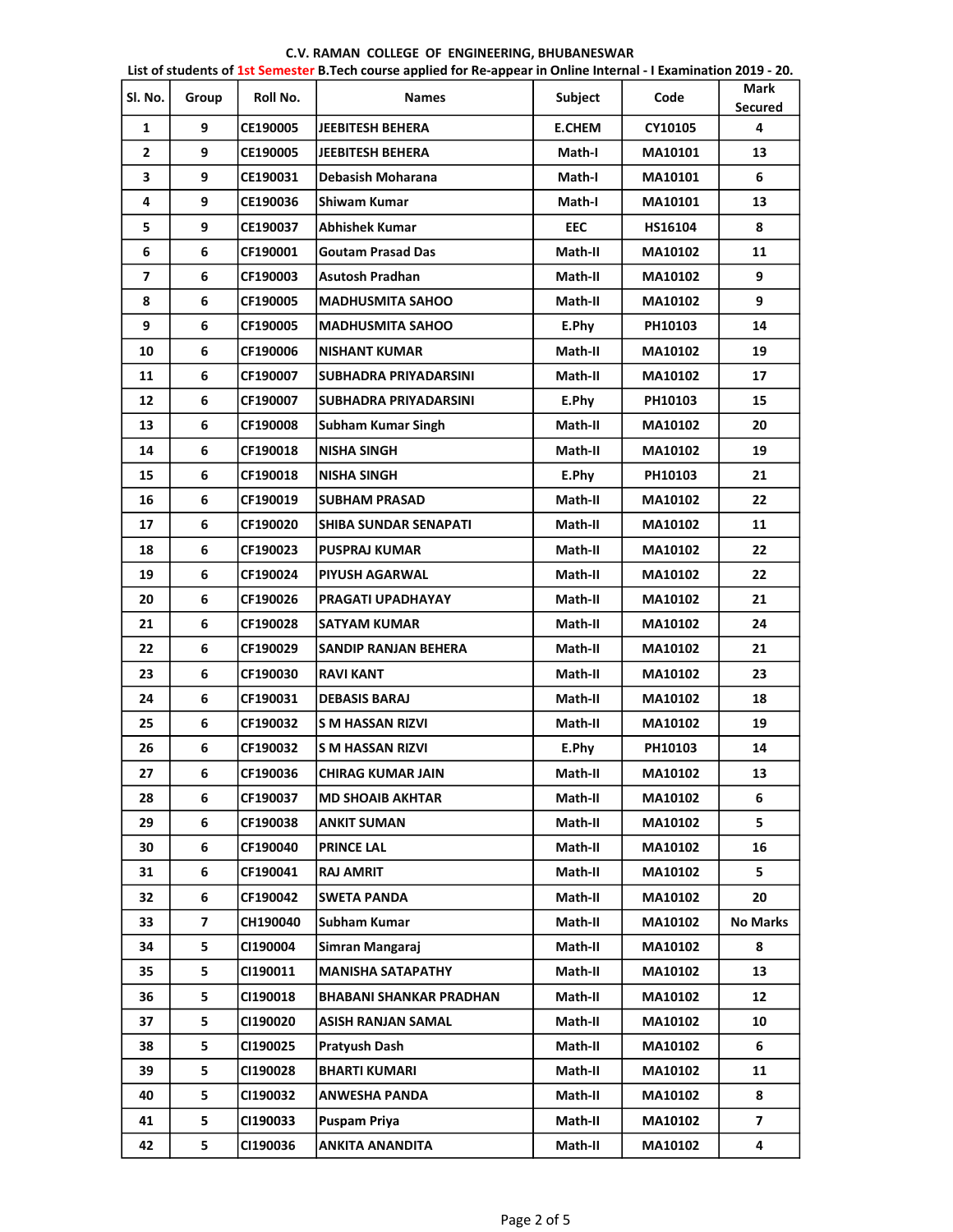**C.V. RAMAN COLLEGE OF ENGINEERING, BHUBANESWAR**

**List of students of 1st Semester B.Tech course applied for Re-appear in Online Internal - I Examination 2019 - 20.**

| Sl. No. | Group | Roll No. | Names | Subject | Code | Mark Secured |
|---|---|---|---|---|---|---|
| 1 | 9 | CE190005 | JEEBITESH BEHERA | E.CHEM | CY10105 | 4 |
| 2 | 9 | CE190005 | JEEBITESH BEHERA | Math-I | MA10101 | 13 |
| 3 | 9 | CE190031 | Debasish Moharana | Math-I | MA10101 | 6 |
| 4 | 9 | CE190036 | Shiwam Kumar | Math-I | MA10101 | 13 |
| 5 | 9 | CE190037 | Abhishek Kumar | EEC | HS16104 | 8 |
| 6 | 6 | CF190001 | Goutam Prasad Das | Math-II | MA10102 | 11 |
| 7 | 6 | CF190003 | Asutosh Pradhan | Math-II | MA10102 | 9 |
| 8 | 6 | CF190005 | MADHUSMITA SAHOO | Math-II | MA10102 | 9 |
| 9 | 6 | CF190005 | MADHUSMITA SAHOO | E.Phy | PH10103 | 14 |
| 10 | 6 | CF190006 | NISHANT KUMAR | Math-II | MA10102 | 19 |
| 11 | 6 | CF190007 | SUBHADRA PRIYADARSINI | Math-II | MA10102 | 17 |
| 12 | 6 | CF190007 | SUBHADRA PRIYADARSINI | E.Phy | PH10103 | 15 |
| 13 | 6 | CF190008 | Subham Kumar Singh | Math-II | MA10102 | 20 |
| 14 | 6 | CF190018 | NISHA SINGH | Math-II | MA10102 | 19 |
| 15 | 6 | CF190018 | NISHA SINGH | E.Phy | PH10103 | 21 |
| 16 | 6 | CF190019 | SUBHAM PRASAD | Math-II | MA10102 | 22 |
| 17 | 6 | CF190020 | SHIBA SUNDAR SENAPATI | Math-II | MA10102 | 11 |
| 18 | 6 | CF190023 | PUSPRAJ KUMAR | Math-II | MA10102 | 22 |
| 19 | 6 | CF190024 | PIYUSH AGARWAL | Math-II | MA10102 | 22 |
| 20 | 6 | CF190026 | PRAGATI UPADHAYAY | Math-II | MA10102 | 21 |
| 21 | 6 | CF190028 | SATYAM KUMAR | Math-II | MA10102 | 24 |
| 22 | 6 | CF190029 | SANDIP RANJAN BEHERA | Math-II | MA10102 | 21 |
| 23 | 6 | CF190030 | RAVI KANT | Math-II | MA10102 | 23 |
| 24 | 6 | CF190031 | DEBASIS BARAJ | Math-II | MA10102 | 18 |
| 25 | 6 | CF190032 | S M HASSAN RIZVI | Math-II | MA10102 | 19 |
| 26 | 6 | CF190032 | S M HASSAN RIZVI | E.Phy | PH10103 | 14 |
| 27 | 6 | CF190036 | CHIRAG KUMAR JAIN | Math-II | MA10102 | 13 |
| 28 | 6 | CF190037 | MD SHOAIB AKHTAR | Math-II | MA10102 | 6 |
| 29 | 6 | CF190038 | ANKIT SUMAN | Math-II | MA10102 | 5 |
| 30 | 6 | CF190040 | PRINCE LAL | Math-II | MA10102 | 16 |
| 31 | 6 | CF190041 | RAJ AMRIT | Math-II | MA10102 | 5 |
| 32 | 6 | CF190042 | SWETA PANDA | Math-II | MA10102 | 20 |
| 33 | 7 | CH190040 | Subham Kumar | Math-II | MA10102 | No Marks |
| 34 | 5 | CI190004 | Simran Mangaraj | Math-II | MA10102 | 8 |
| 35 | 5 | CI190011 | MANISHA SATAPATHY | Math-II | MA10102 | 13 |
| 36 | 5 | CI190018 | BHABANI SHANKAR PRADHAN | Math-II | MA10102 | 12 |
| 37 | 5 | CI190020 | ASISH RANJAN SAMAL | Math-II | MA10102 | 10 |
| 38 | 5 | CI190025 | Pratyush Dash | Math-II | MA10102 | 6 |
| 39 | 5 | CI190028 | BHARTI KUMARI | Math-II | MA10102 | 11 |
| 40 | 5 | CI190032 | ANWESHA PANDA | Math-II | MA10102 | 8 |
| 41 | 5 | CI190033 | Puspam Priya | Math-II | MA10102 | 7 |
| 42 | 5 | CI190036 | ANKITA ANANDITA | Math-II | MA10102 | 4 |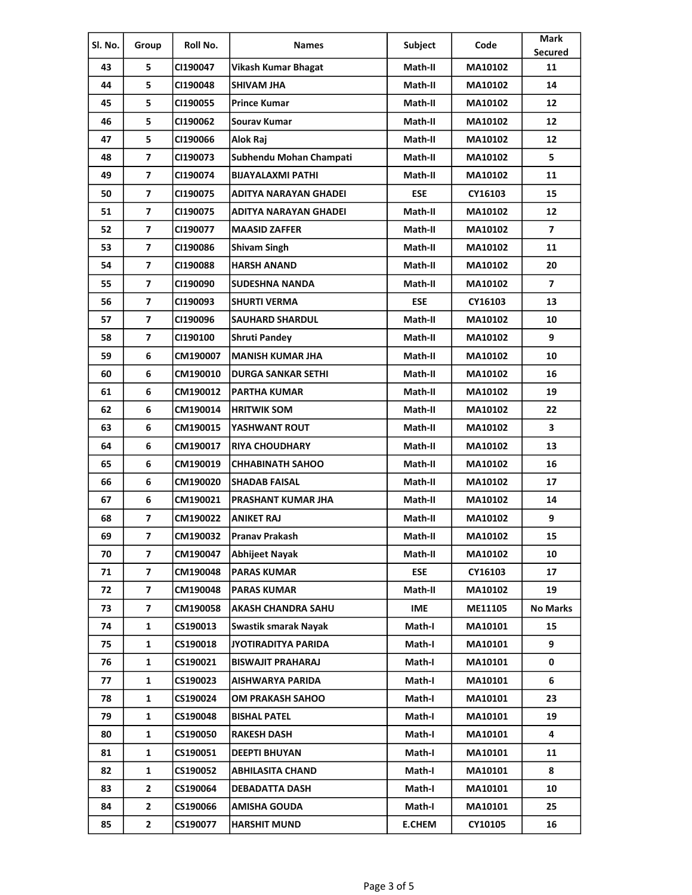| Sl. No. | Group | Roll No. | Names | Subject | Code | Mark Secured |
|---|---|---|---|---|---|---|
| 43 | 5 | CI190047 | Vikash Kumar Bhagat | Math-II | MA10102 | 11 |
| 44 | 5 | CI190048 | SHIVAM JHA | Math-II | MA10102 | 14 |
| 45 | 5 | CI190055 | Prince Kumar | Math-II | MA10102 | 12 |
| 46 | 5 | CI190062 | Sourav Kumar | Math-II | MA10102 | 12 |
| 47 | 5 | CI190066 | Alok Raj | Math-II | MA10102 | 12 |
| 48 | 7 | CI190073 | Subhendu Mohan Champati | Math-II | MA10102 | 5 |
| 49 | 7 | CI190074 | BIJAYALAXMI PATHI | Math-II | MA10102 | 11 |
| 50 | 7 | CI190075 | ADITYA NARAYAN GHADEI | ESE | CY16103 | 15 |
| 51 | 7 | CI190075 | ADITYA NARAYAN GHADEI | Math-II | MA10102 | 12 |
| 52 | 7 | CI190077 | MAASID ZAFFER | Math-II | MA10102 | 7 |
| 53 | 7 | CI190086 | Shivam Singh | Math-II | MA10102 | 11 |
| 54 | 7 | CI190088 | HARSH ANAND | Math-II | MA10102 | 20 |
| 55 | 7 | CI190090 | SUDESHNA NANDA | Math-II | MA10102 | 7 |
| 56 | 7 | CI190093 | SHURTI VERMA | ESE | CY16103 | 13 |
| 57 | 7 | CI190096 | SAUHARD SHARDUL | Math-II | MA10102 | 10 |
| 58 | 7 | CI190100 | Shruti Pandey | Math-II | MA10102 | 9 |
| 59 | 6 | CM190007 | MANISH KUMAR JHA | Math-II | MA10102 | 10 |
| 60 | 6 | CM190010 | DURGA SANKAR SETHI | Math-II | MA10102 | 16 |
| 61 | 6 | CM190012 | PARTHA KUMAR | Math-II | MA10102 | 19 |
| 62 | 6 | CM190014 | HRITWIK SOM | Math-II | MA10102 | 22 |
| 63 | 6 | CM190015 | YASHWANT ROUT | Math-II | MA10102 | 3 |
| 64 | 6 | CM190017 | RIYA CHOUDHARY | Math-II | MA10102 | 13 |
| 65 | 6 | CM190019 | CHHABINATH SAHOO | Math-II | MA10102 | 16 |
| 66 | 6 | CM190020 | SHADAB FAISAL | Math-II | MA10102 | 17 |
| 67 | 6 | CM190021 | PRASHANT KUMAR JHA | Math-II | MA10102 | 14 |
| 68 | 7 | CM190022 | ANIKET RAJ | Math-II | MA10102 | 9 |
| 69 | 7 | CM190032 | Pranav Prakash | Math-II | MA10102 | 15 |
| 70 | 7 | CM190047 | Abhijeet Nayak | Math-II | MA10102 | 10 |
| 71 | 7 | CM190048 | PARAS KUMAR | ESE | CY16103 | 17 |
| 72 | 7 | CM190048 | PARAS KUMAR | Math-II | MA10102 | 19 |
| 73 | 7 | CM190058 | AKASH CHANDRA SAHU | IME | ME11105 | No Marks |
| 74 | 1 | CS190013 | Swastik smarak Nayak | Math-I | MA10101 | 15 |
| 75 | 1 | CS190018 | JYOTIRADITYA PARIDA | Math-I | MA10101 | 9 |
| 76 | 1 | CS190021 | BISWAJIT PRAHARAJ | Math-I | MA10101 | 0 |
| 77 | 1 | CS190023 | AISHWARYA PARIDA | Math-I | MA10101 | 6 |
| 78 | 1 | CS190024 | OM PRAKASH SAHOO | Math-I | MA10101 | 23 |
| 79 | 1 | CS190048 | BISHAL PATEL | Math-I | MA10101 | 19 |
| 80 | 1 | CS190050 | RAKESH DASH | Math-I | MA10101 | 4 |
| 81 | 1 | CS190051 | DEEPTI BHUYAN | Math-I | MA10101 | 11 |
| 82 | 1 | CS190052 | ABHILASITA CHAND | Math-I | MA10101 | 8 |
| 83 | 2 | CS190064 | DEBADATTA DASH | Math-I | MA10101 | 10 |
| 84 | 2 | CS190066 | AMISHA GOUDA | Math-I | MA10101 | 25 |
| 85 | 2 | CS190077 | HARSHIT MUND | E.CHEM | CY10105 | 16 |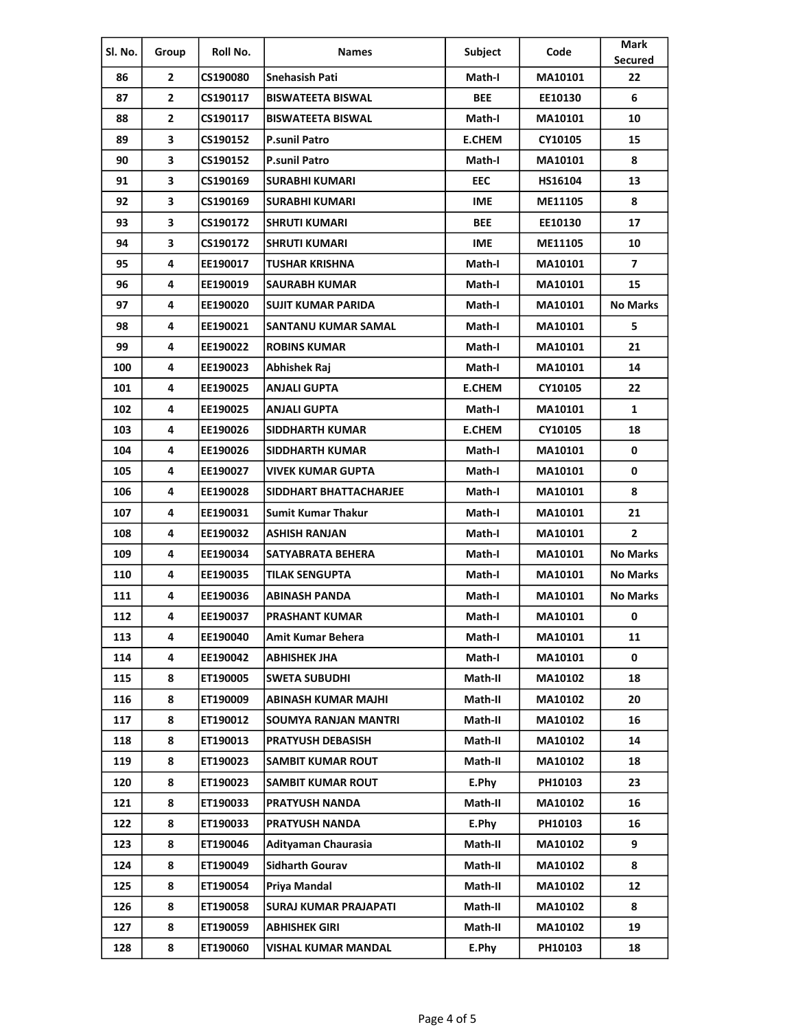| Sl. No. | Group | Roll No. | Names | Subject | Code | Mark Secured |
|---|---|---|---|---|---|---|
| 86 | 2 | CS190080 | Snehasish Pati | Math-I | MA10101 | 22 |
| 87 | 2 | CS190117 | BISWATEETA BISWAL | BEE | EE10130 | 6 |
| 88 | 2 | CS190117 | BISWATEETA BISWAL | Math-I | MA10101 | 10 |
| 89 | 3 | CS190152 | P.sunil Patro | E.CHEM | CY10105 | 15 |
| 90 | 3 | CS190152 | P.sunil Patro | Math-I | MA10101 | 8 |
| 91 | 3 | CS190169 | SURABHI KUMARI | EEC | HS16104 | 13 |
| 92 | 3 | CS190169 | SURABHI KUMARI | IME | ME11105 | 8 |
| 93 | 3 | CS190172 | SHRUTI KUMARI | BEE | EE10130 | 17 |
| 94 | 3 | CS190172 | SHRUTI KUMARI | IME | ME11105 | 10 |
| 95 | 4 | EE190017 | TUSHAR KRISHNA | Math-I | MA10101 | 7 |
| 96 | 4 | EE190019 | SAURABH KUMAR | Math-I | MA10101 | 15 |
| 97 | 4 | EE190020 | SUJIT KUMAR PARIDA | Math-I | MA10101 | No Marks |
| 98 | 4 | EE190021 | SANTANU KUMAR SAMAL | Math-I | MA10101 | 5 |
| 99 | 4 | EE190022 | ROBINS KUMAR | Math-I | MA10101 | 21 |
| 100 | 4 | EE190023 | Abhishek Raj | Math-I | MA10101 | 14 |
| 101 | 4 | EE190025 | ANJALI GUPTA | E.CHEM | CY10105 | 22 |
| 102 | 4 | EE190025 | ANJALI GUPTA | Math-I | MA10101 | 1 |
| 103 | 4 | EE190026 | SIDDHARTH KUMAR | E.CHEM | CY10105 | 18 |
| 104 | 4 | EE190026 | SIDDHARTH KUMAR | Math-I | MA10101 | 0 |
| 105 | 4 | EE190027 | VIVEK KUMAR GUPTA | Math-I | MA10101 | 0 |
| 106 | 4 | EE190028 | SIDDHART BHATTACHARJEE | Math-I | MA10101 | 8 |
| 107 | 4 | EE190031 | Sumit Kumar Thakur | Math-I | MA10101 | 21 |
| 108 | 4 | EE190032 | ASHISH RANJAN | Math-I | MA10101 | 2 |
| 109 | 4 | EE190034 | SATYABRATA BEHERA | Math-I | MA10101 | No Marks |
| 110 | 4 | EE190035 | TILAK SENGUPTA | Math-I | MA10101 | No Marks |
| 111 | 4 | EE190036 | ABINASH PANDA | Math-I | MA10101 | No Marks |
| 112 | 4 | EE190037 | PRASHANT KUMAR | Math-I | MA10101 | 0 |
| 113 | 4 | EE190040 | Amit Kumar Behera | Math-I | MA10101 | 11 |
| 114 | 4 | EE190042 | ABHISHEK JHA | Math-I | MA10101 | 0 |
| 115 | 8 | ET190005 | SWETA SUBUDHI | Math-II | MA10102 | 18 |
| 116 | 8 | ET190009 | ABINASH KUMAR MAJHI | Math-II | MA10102 | 20 |
| 117 | 8 | ET190012 | SOUMYA RANJAN MANTRI | Math-II | MA10102 | 16 |
| 118 | 8 | ET190013 | PRATYUSH DEBASISH | Math-II | MA10102 | 14 |
| 119 | 8 | ET190023 | SAMBIT KUMAR ROUT | Math-II | MA10102 | 18 |
| 120 | 8 | ET190023 | SAMBIT KUMAR ROUT | E.Phy | PH10103 | 23 |
| 121 | 8 | ET190033 | PRATYUSH NANDA | Math-II | MA10102 | 16 |
| 122 | 8 | ET190033 | PRATYUSH NANDA | E.Phy | PH10103 | 16 |
| 123 | 8 | ET190046 | Adityaman Chaurasia | Math-II | MA10102 | 9 |
| 124 | 8 | ET190049 | Sidharth Gourav | Math-II | MA10102 | 8 |
| 125 | 8 | ET190054 | Priya Mandal | Math-II | MA10102 | 12 |
| 126 | 8 | ET190058 | SURAJ KUMAR PRAJAPATI | Math-II | MA10102 | 8 |
| 127 | 8 | ET190059 | ABHISHEK GIRI | Math-II | MA10102 | 19 |
| 128 | 8 | ET190060 | VISHAL KUMAR MANDAL | E.Phy | PH10103 | 18 |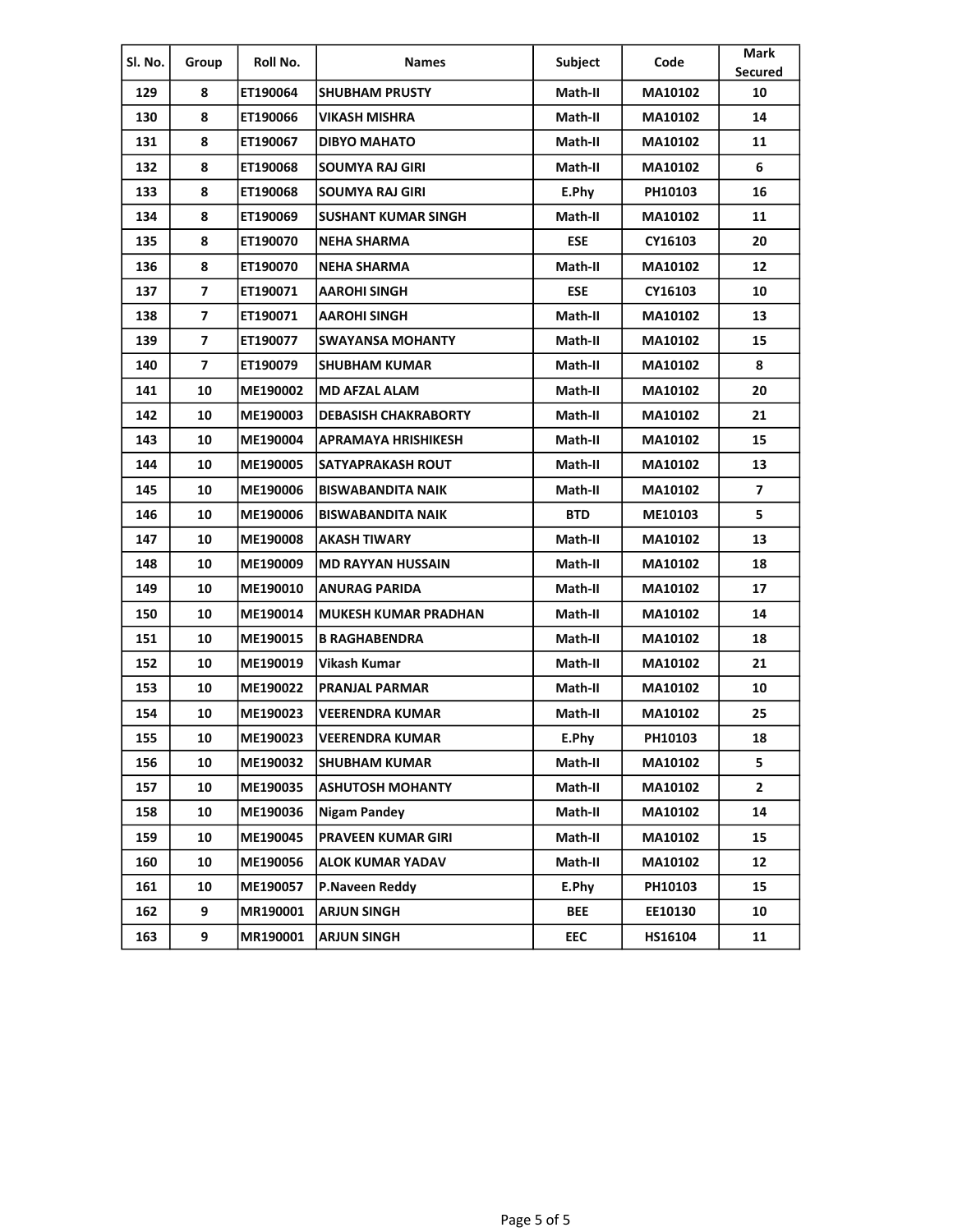| Sl. No. | Group | Roll No. | Names | Subject | Code | Mark Secured |
|---|---|---|---|---|---|---|
| 129 | 8 | ET190064 | SHUBHAM PRUSTY | Math-II | MA10102 | 10 |
| 130 | 8 | ET190066 | VIKASH MISHRA | Math-II | MA10102 | 14 |
| 131 | 8 | ET190067 | DIBYO MAHATO | Math-II | MA10102 | 11 |
| 132 | 8 | ET190068 | SOUMYA RAJ GIRI | Math-II | MA10102 | 6 |
| 133 | 8 | ET190068 | SOUMYA RAJ GIRI | E.Phy | PH10103 | 16 |
| 134 | 8 | ET190069 | SUSHANT KUMAR SINGH | Math-II | MA10102 | 11 |
| 135 | 8 | ET190070 | NEHA SHARMA | ESE | CY16103 | 20 |
| 136 | 8 | ET190070 | NEHA SHARMA | Math-II | MA10102 | 12 |
| 137 | 7 | ET190071 | AAROHI SINGH | ESE | CY16103 | 10 |
| 138 | 7 | ET190071 | AAROHI SINGH | Math-II | MA10102 | 13 |
| 139 | 7 | ET190077 | SWAYANSA MOHANTY | Math-II | MA10102 | 15 |
| 140 | 7 | ET190079 | SHUBHAM KUMAR | Math-II | MA10102 | 8 |
| 141 | 10 | ME190002 | MD AFZAL ALAM | Math-II | MA10102 | 20 |
| 142 | 10 | ME190003 | DEBASISH CHAKRABORTY | Math-II | MA10102 | 21 |
| 143 | 10 | ME190004 | APRAMAYA HRISHIKESH | Math-II | MA10102 | 15 |
| 144 | 10 | ME190005 | SATYAPRAKASH ROUT | Math-II | MA10102 | 13 |
| 145 | 10 | ME190006 | BISWABANDITA NAIK | Math-II | MA10102 | 7 |
| 146 | 10 | ME190006 | BISWABANDITA NAIK | BTD | ME10103 | 5 |
| 147 | 10 | ME190008 | AKASH TIWARY | Math-II | MA10102 | 13 |
| 148 | 10 | ME190009 | MD RAYYAN HUSSAIN | Math-II | MA10102 | 18 |
| 149 | 10 | ME190010 | ANURAG PARIDA | Math-II | MA10102 | 17 |
| 150 | 10 | ME190014 | MUKESH KUMAR PRADHAN | Math-II | MA10102 | 14 |
| 151 | 10 | ME190015 | B RAGHABENDRA | Math-II | MA10102 | 18 |
| 152 | 10 | ME190019 | Vikash Kumar | Math-II | MA10102 | 21 |
| 153 | 10 | ME190022 | PRANJAL PARMAR | Math-II | MA10102 | 10 |
| 154 | 10 | ME190023 | VEERENDRA KUMAR | Math-II | MA10102 | 25 |
| 155 | 10 | ME190023 | VEERENDRA KUMAR | E.Phy | PH10103 | 18 |
| 156 | 10 | ME190032 | SHUBHAM KUMAR | Math-II | MA10102 | 5 |
| 157 | 10 | ME190035 | ASHUTOSH MOHANTY | Math-II | MA10102 | 2 |
| 158 | 10 | ME190036 | Nigam Pandey | Math-II | MA10102 | 14 |
| 159 | 10 | ME190045 | PRAVEEN KUMAR GIRI | Math-II | MA10102 | 15 |
| 160 | 10 | ME190056 | ALOK KUMAR YADAV | Math-II | MA10102 | 12 |
| 161 | 10 | ME190057 | P.Naveen Reddy | E.Phy | PH10103 | 15 |
| 162 | 9 | MR190001 | ARJUN SINGH | BEE | EE10130 | 10 |
| 163 | 9 | MR190001 | ARJUN SINGH | EEC | HS16104 | 11 |